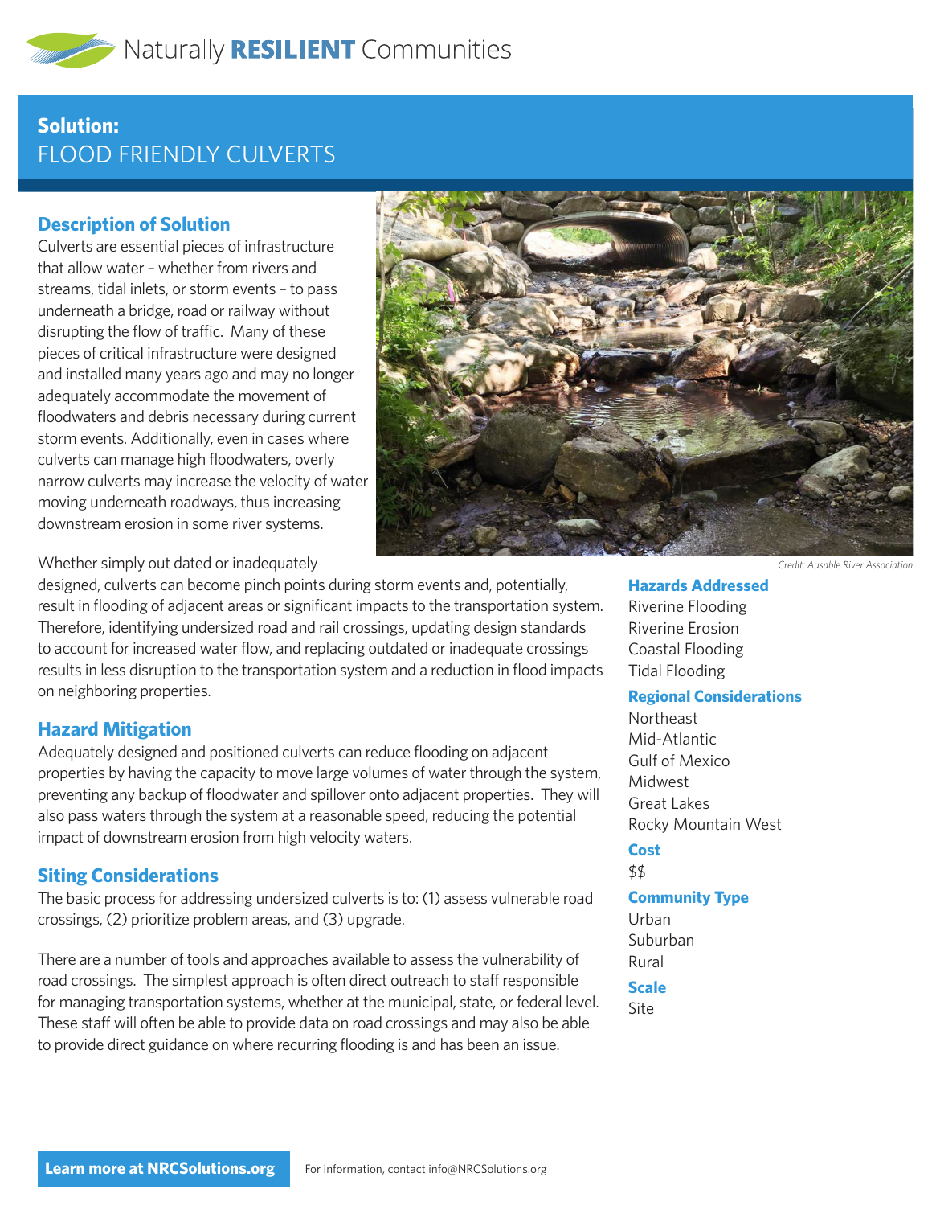Naturally **RESILIENT** Communities

**Solution:**

# FLOOD FRIENDLY CULVERTS

## Description of Solution

Culverts are essential pieces of infrastructure that allow water – whether from rivers and streams, tidal inlets, or storm events – to pass underneath a bridge, road or railway without disrupting the flow of traffic. Many of these pieces of critical infrastructure were designed and installed many years ago and may no longer adequately accommodate the movement of floodwaters and debris necessary during current storm events. Additionally, even in cases where culverts can manage high floodwaters, overly narrow culverts may increase the velocity of water moving underneath roadways, thus increasing downstream erosion in some river systems.

*Credit: Ausable River Association*

Whether simply out dated or inadequately designed, culverts can become pinch points during storm events and, potentially, result in flooding of adjacent areas or significant impacts to the transportation system. Therefore, identifying undersized road and rail crossings, updating design standards to account for increased water flow, and replacing outdated or inadequate crossings results in less disruption to the transportation system and a reduction in flood impacts on neighboring properties.

## Hazard Mitigation

Adequately designed and positioned culverts can reduce flooding on adjacent properties by having the capacity to move large volumes of water through the system, preventing any backup of floodwater and spillover onto adjacent properties. They will also pass waters through the system at a reasonable speed, reducing the potential impact of downstream erosion from high velocity waters.

## Siting Considerations

The basic process for addressing undersized culverts is to: (1) assess vulnerable road crossings, (2) prioritize problem areas, and (3) upgrade.

There are a number of tools and approaches available to assess the vulnerability of road crossings. The simplest approach is often direct outreach to staff responsible for managing transportation systems, whether at the municipal, state, or federal level. These staff will often be able to provide data on road crossings and may also be able to provide direct guidance on where recurring flooding is and has been an issue.

### Hazards Addressed
Riverine Flooding
Riverine Erosion
Coastal Flooding
Tidal Flooding

### Regional Considerations
Northeast
Mid-Atlantic
Gulf of Mexico
Midwest
Great Lakes
Rocky Mountain West

### Cost
$$

### Community Type
Urban
Suburban
Rural

### Scale
Site

**Learn more at NRCSolutions.org** For information, contact info@NRCSolutions.org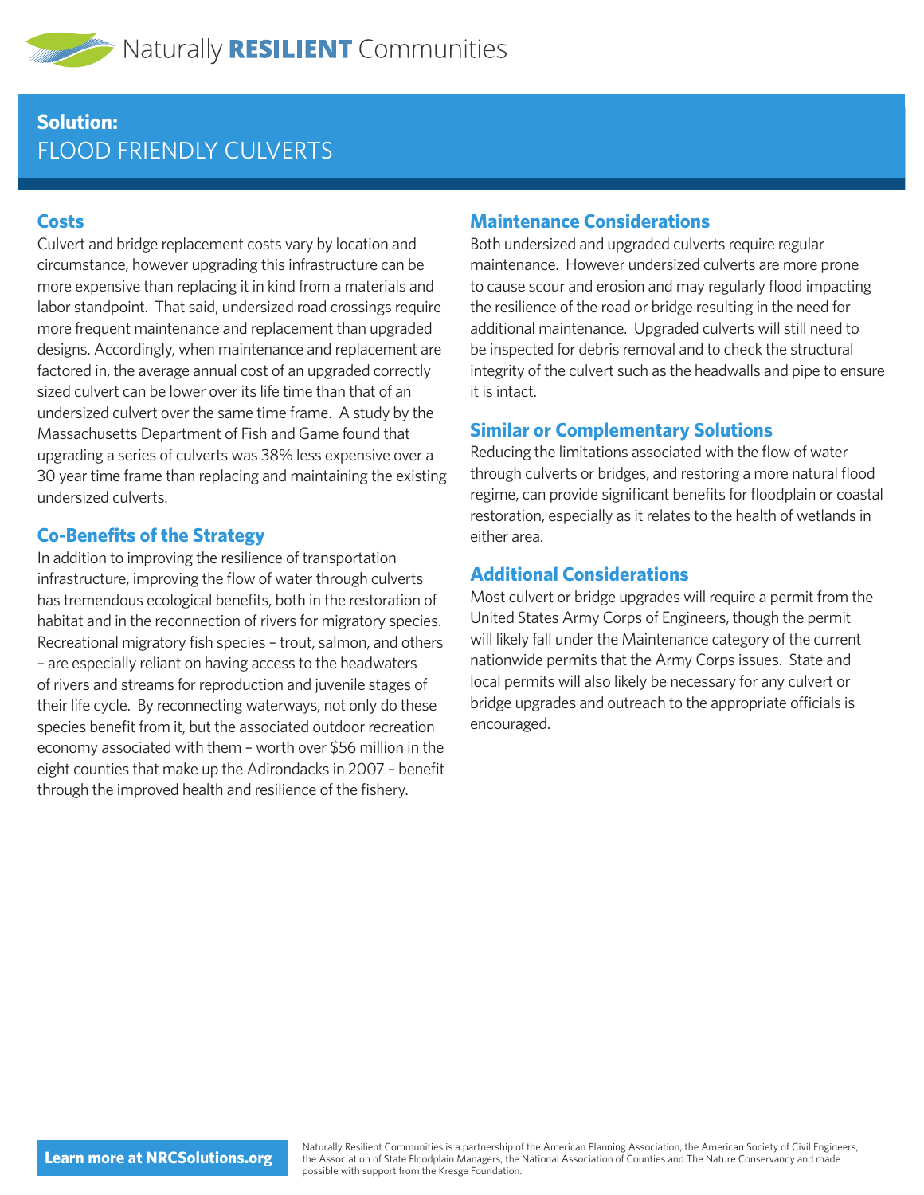## Solution:

## FLOOD FRIENDLY CULVERTS

### Costs

Culvert and bridge replacement costs vary by location and circumstance, however upgrading this infrastructure can be more expensive than replacing it in kind from a materials and labor standpoint. That said, undersized road crossings require more frequent maintenance and replacement than upgraded designs. Accordingly, when maintenance and replacement are factored in, the average annual cost of an upgraded correctly sized culvert can be lower over its life time than that of an undersized culvert over the same time frame. A study by the Massachusetts Department of Fish and Game found that upgrading a series of culverts was 38% less expensive over a 30 year time frame than replacing and maintaining the existing undersized culverts.

### Co-Benefits of the Strategy

In addition to improving the resilience of transportation infrastructure, improving the flow of water through culverts has tremendous ecological benefits, both in the restoration of habitat and in the reconnection of rivers for migratory species. Recreational migratory fish species – trout, salmon, and others – are especially reliant on having access to the headwaters of rivers and streams for reproduction and juvenile stages of their life cycle. By reconnecting waterways, not only do these species benefit from it, but the associated outdoor recreation economy associated with them – worth over $56 million in the eight counties that make up the Adirondacks in 2007 – benefit through the improved health and resilience of the fishery.

### Maintenance Considerations

Both undersized and upgraded culverts require regular maintenance. However undersized culverts are more prone to cause scour and erosion and may regularly flood impacting the resilience of the road or bridge resulting in the need for additional maintenance. Upgraded culverts will still need to be inspected for debris removal and to check the structural integrity of the culvert such as the headwalls and pipe to ensure it is intact.

### Similar or Complementary Solutions

Reducing the limitations associated with the flow of water through culverts or bridges, and restoring a more natural flood regime, can provide significant benefits for floodplain or coastal restoration, especially as it relates to the health of wetlands in either area.

### Additional Considerations

Most culvert or bridge upgrades will require a permit from the United States Army Corps of Engineers, though the permit will likely fall under the Maintenance category of the current nationwide permits that the Army Corps issues. State and local permits will also likely be necessary for any culvert or bridge upgrades and outreach to the appropriate officials is encouraged.

**Learn more at NRCSolutions.org**

Naturally Resilient Communities is a partnership of the American Planning Association, the American Society of Civil Engineers, the Association of State Floodplain Managers, the National Association of Counties and The Nature Conservancy and made possible with support from the Kresge Foundation.